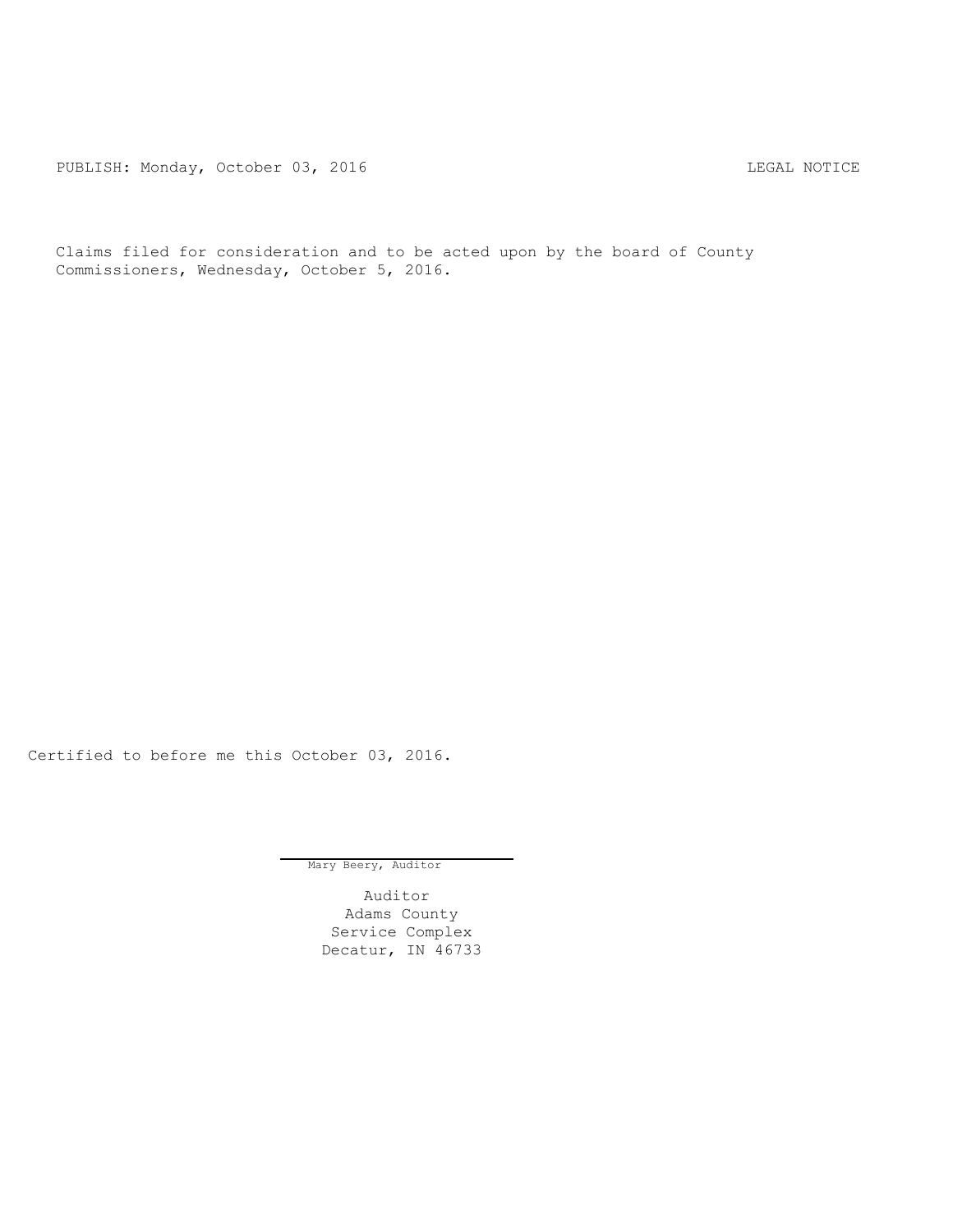PUBLISH: Monday, October 03, 2016 LEGAL NOTICE

Claims filed for consideration and to be acted upon by the board of County Commissioners, Wednesday, October 5, 2016.

Certified to before me this October 03, 2016.

Mary Beery, Auditor

Auditor
Adams County
Service Complex
Decatur, IN 46733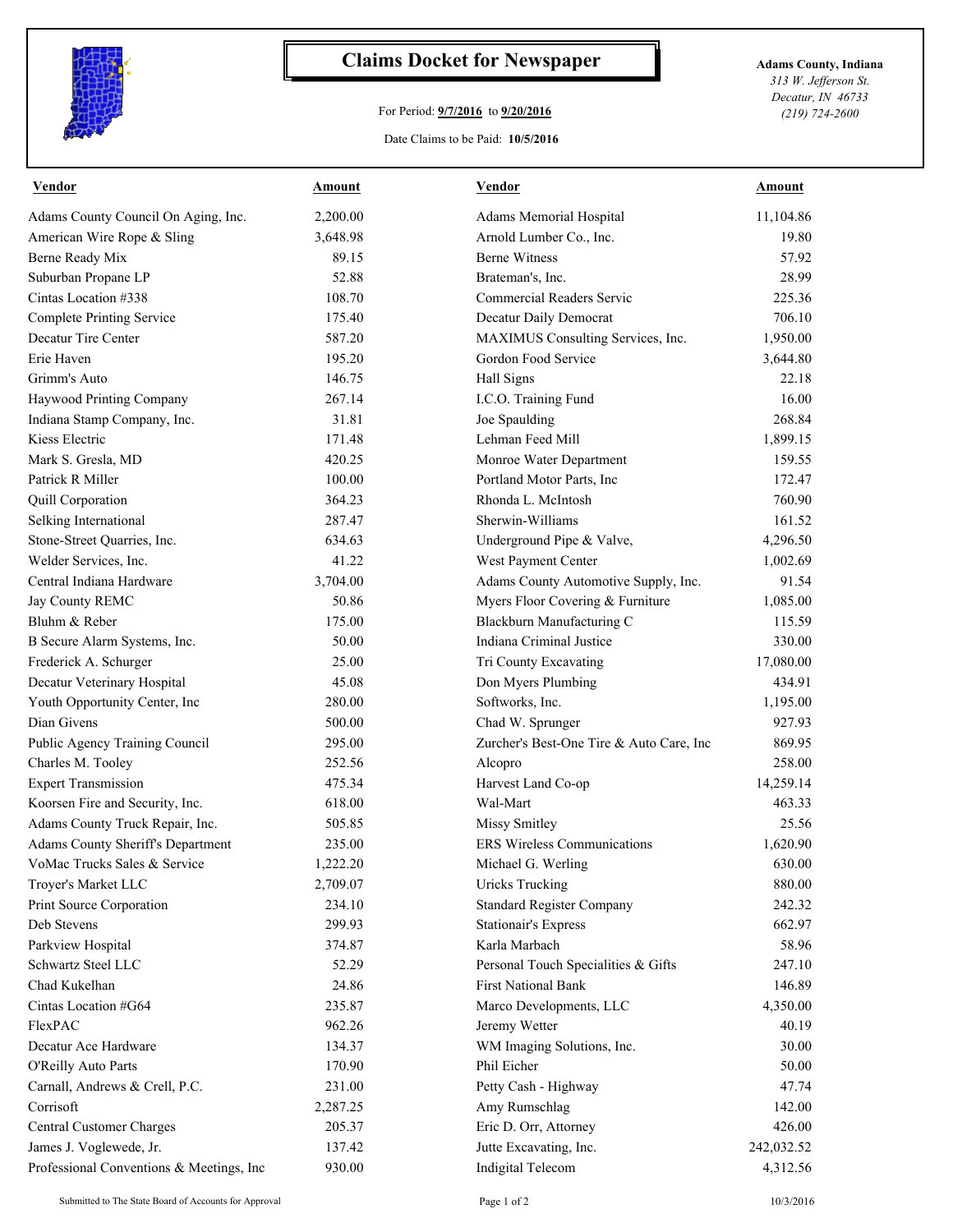# Claims Docket for Newspaper

For Period: **9/7/2016** to **9/20/2016**

Date Claims to be Paid: **10/5/2016**

**Adams County, Indiana**
*313 W. Jefferson St.*
*Decatur, IN 46733*
*(219) 724-2600*

| Vendor | Amount | Vendor | Amount |
|---|---|---|---|
| Adams County Council On Aging, Inc. | 2,200.00 | Adams Memorial Hospital | 11,104.86 |
| American Wire Rope & Sling | 3,648.98 | Arnold Lumber Co., Inc. | 19.80 |
| Berne Ready Mix | 89.15 | Berne Witness | 57.92 |
| Suburban Propane LP | 52.88 | Brateman's, Inc. | 28.99 |
| Cintas Location #338 | 108.70 | Commercial Readers Servic | 225.36 |
| Complete Printing Service | 175.40 | Decatur Daily Democrat | 706.10 |
| Decatur Tire Center | 587.20 | MAXIMUS Consulting Services, Inc. | 1,950.00 |
| Erie Haven | 195.20 | Gordon Food Service | 3,644.80 |
| Grimm's Auto | 146.75 | Hall Signs | 22.18 |
| Haywood Printing Company | 267.14 | I.C.O. Training Fund | 16.00 |
| Indiana Stamp Company, Inc. | 31.81 | Joe Spaulding | 268.84 |
| Kiess Electric | 171.48 | Lehman Feed Mill | 1,899.15 |
| Mark S. Gresla, MD | 420.25 | Monroe Water Department | 159.55 |
| Patrick R Miller | 100.00 | Portland Motor Parts, Inc | 172.47 |
| Quill Corporation | 364.23 | Rhonda L. McIntosh | 760.90 |
| Selking International | 287.47 | Sherwin-Williams | 161.52 |
| Stone-Street Quarries, Inc. | 634.63 | Underground Pipe & Valve, | 4,296.50 |
| Welder Services, Inc. | 41.22 | West Payment Center | 1,002.69 |
| Central Indiana Hardware | 3,704.00 | Adams County Automotive Supply, Inc. | 91.54 |
| Jay County REMC | 50.86 | Myers Floor Covering & Furniture | 1,085.00 |
| Bluhm & Reber | 175.00 | Blackburn Manufacturing C | 115.59 |
| B Secure Alarm Systems, Inc. | 50.00 | Indiana Criminal Justice | 330.00 |
| Frederick A. Schurger | 25.00 | Tri County Excavating | 17,080.00 |
| Decatur Veterinary Hospital | 45.08 | Don Myers Plumbing | 434.91 |
| Youth Opportunity Center, Inc | 280.00 | Softworks, Inc. | 1,195.00 |
| Dian Givens | 500.00 | Chad W. Sprunger | 927.93 |
| Public Agency Training Council | 295.00 | Zurcher's Best-One Tire & Auto Care, Inc | 869.95 |
| Charles M. Tooley | 252.56 | Alcopro | 258.00 |
| Expert Transmission | 475.34 | Harvest Land Co-op | 14,259.14 |
| Koorsen Fire and Security, Inc. | 618.00 | Wal-Mart | 463.33 |
| Adams County Truck Repair, Inc. | 505.85 | Missy Smitley | 25.56 |
| Adams County Sheriff's Department | 235.00 | ERS Wireless Communications | 1,620.90 |
| VoMac Trucks Sales & Service | 1,222.20 | Michael G. Werling | 630.00 |
| Troyer's Market LLC | 2,709.07 | Uricks Trucking | 880.00 |
| Print Source Corporation | 234.10 | Standard Register Company | 242.32 |
| Deb Stevens | 299.93 | Stationair's Express | 662.97 |
| Parkview Hospital | 374.87 | Karla Marbach | 58.96 |
| Schwartz Steel LLC | 52.29 | Personal Touch Specialities & Gifts | 247.10 |
| Chad Kukelhan | 24.86 | First National Bank | 146.89 |
| Cintas Location #G64 | 235.87 | Marco Developments, LLC | 4,350.00 |
| FlexPAC | 962.26 | Jeremy Wetter | 40.19 |
| Decatur Ace Hardware | 134.37 | WM Imaging Solutions, Inc. | 30.00 |
| O'Reilly Auto Parts | 170.90 | Phil Eicher | 50.00 |
| Carnall, Andrews & Crell, P.C. | 231.00 | Petty Cash - Highway | 47.74 |
| Corrisoft | 2,287.25 | Amy Rumschlag | 142.00 |
| Central Customer Charges | 205.37 | Eric D. Orr, Attorney | 426.00 |
| James J. Voglewede, Jr. | 137.42 | Jutte Excavating, Inc. | 242,032.52 |
| Professional Conventions & Meetings, Inc | 930.00 | Indigital Telecom | 4,312.56 |

Submitted to The State Board of Accounts for Approval

10/3/2016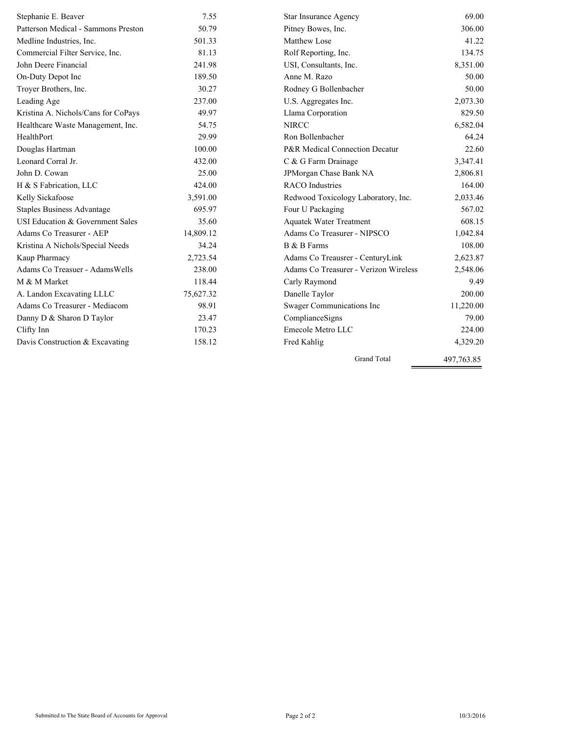| | | | |
|---|---|---|---|
| Stephanie E. Beaver | 7.55 | Star Insurance Agency | 69.00 |
| Patterson Medical - Sammons Preston | 50.79 | Pitney Bowes, Inc. | 306.00 |
| Medline Industries, Inc. | 501.33 | Matthew Lose | 41.22 |
| Commercial Filter Service, Inc. | 81.13 | Rolf Reporting, Inc. | 134.75 |
| John Deere Financial | 241.98 | USI, Consultants, Inc. | 8,351.00 |
| On-Duty Depot Inc | 189.50 | Anne M. Razo | 50.00 |
| Troyer Brothers, Inc. | 30.27 | Rodney G Bollenbacher | 50.00 |
| Leading Age | 237.00 | U.S. Aggregates Inc. | 2,073.30 |
| Kristina A. Nichols/Cans for CoPays | 49.97 | Llama Corporation | 829.50 |
| Healthcare Waste Management, Inc. | 54.75 | NIRCC | 6,582.04 |
| HealthPort | 29.99 | Ron Bollenbacher | 64.24 |
| Douglas Hartman | 100.00 | P&R Medical Connection Decatur | 22.60 |
| Leonard Corral Jr. | 432.00 | C & G Farm Drainage | 3,347.41 |
| John D. Cowan | 25.00 | JPMorgan Chase Bank NA | 2,806.81 |
| H & S Fabrication, LLC | 424.00 | RACO Industries | 164.00 |
| Kelly Sickafoose | 3,591.00 | Redwood Toxicology Laboratory, Inc. | 2,033.46 |
| Staples Business Advantage | 695.97 | Four U Packaging | 567.02 |
| USI Education & Government Sales | 35.60 | Aquatek Water Treatment | 608.15 |
| Adams Co Treasurer - AEP | 14,809.12 | Adams Co Treasurer - NIPSCO | 1,042.84 |
| Kristina A Nichols/Special Needs | 34.24 | B & B Farms | 108.00 |
| Kaup Pharmacy | 2,723.54 | Adams Co Treausrer - CenturyLink | 2,623.87 |
| Adams Co Treasuer - AdamsWells | 238.00 | Adams Co Treasurer - Verizon Wireless | 2,548.06 |
| M & M Market | 118.44 | Carly Raymond | 9.49 |
| A. Landon Excavating LLLC | 75,627.32 | Danelle Taylor | 200.00 |
| Adams Co Treasurer - Mediacom | 98.91 | Swager Communications Inc | 11,220.00 |
| Danny D & Sharon D Taylor | 23.47 | ComplianceSigns | 79.00 |
| Clifty Inn | 170.23 | Emecole Metro LLC | 224.00 |
| Davis Construction & Excavating | 158.12 | Fred Kahlig | 4,329.20 |
| | | Grand Total | 497,763.85 |

Submitted to The State Board of Accounts for Approval

10/3/2016